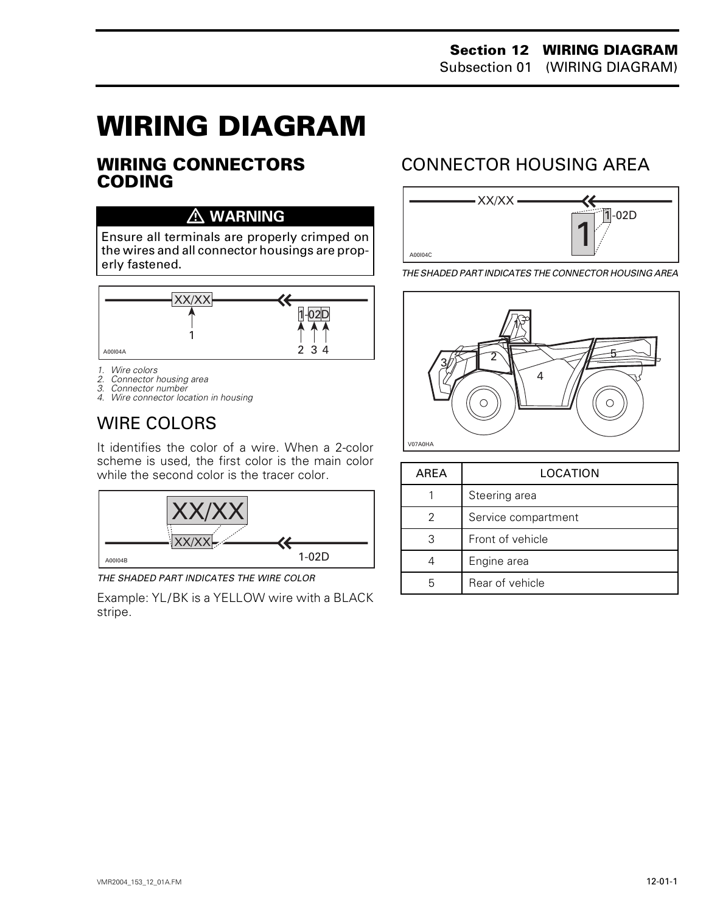# WIRING DIAGRAM

## WIRING CONNECTORS CODING

⚠ **WARNING**

**Ensure all terminals are properly crimped on the wires and all connector housings are properly fastened.**

1. *Wire colors*
2. *Connector housing area*
3. *Connector number*
4. *Wire connector location in housing*

## WIRE COLORS

It identifies the color of a wire. When a 2-color scheme is used, the first color is the main color while the second color is the tracer color.

*THE SHADED PART INDICATES THE WIRE COLOR*

Example: YL/BK is a YELLOW wire with a BLACK stripe.

## CONNECTOR HOUSING AREA

*THE SHADED PART INDICATES THE CONNECTOR HOUSING AREA*

| AREA | LOCATION |
|---|---|
| 1 | Steering area |
| 2 | Service compartment |
| 3 | Front of vehicle |
| 4 | Engine area |
| 5 | Rear of vehicle |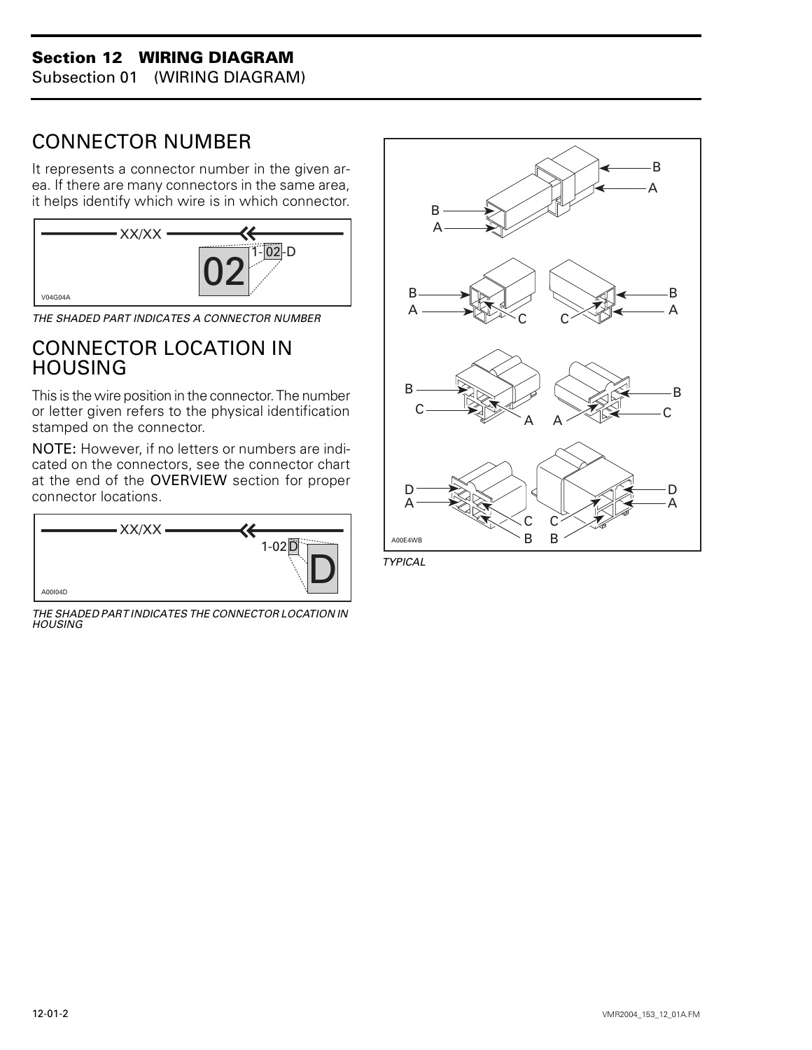## CONNECTOR NUMBER

It represents a connector number in the given area. If there are many connectors in the same area, it helps identify which wire is in which connector.

*THE SHADED PART INDICATES A CONNECTOR NUMBER*

## CONNECTOR LOCATION IN HOUSING

This is the wire position in the connector. The number or letter given refers to the physical identification stamped on the connector.

**NOTE:** However, if no letters or numbers are indicated on the connectors, see the connector chart at the end of the **OVERVIEW** section for proper connector locations.

*THE SHADED PART INDICATES THE CONNECTOR LOCATION IN HOUSING*

*TYPICAL*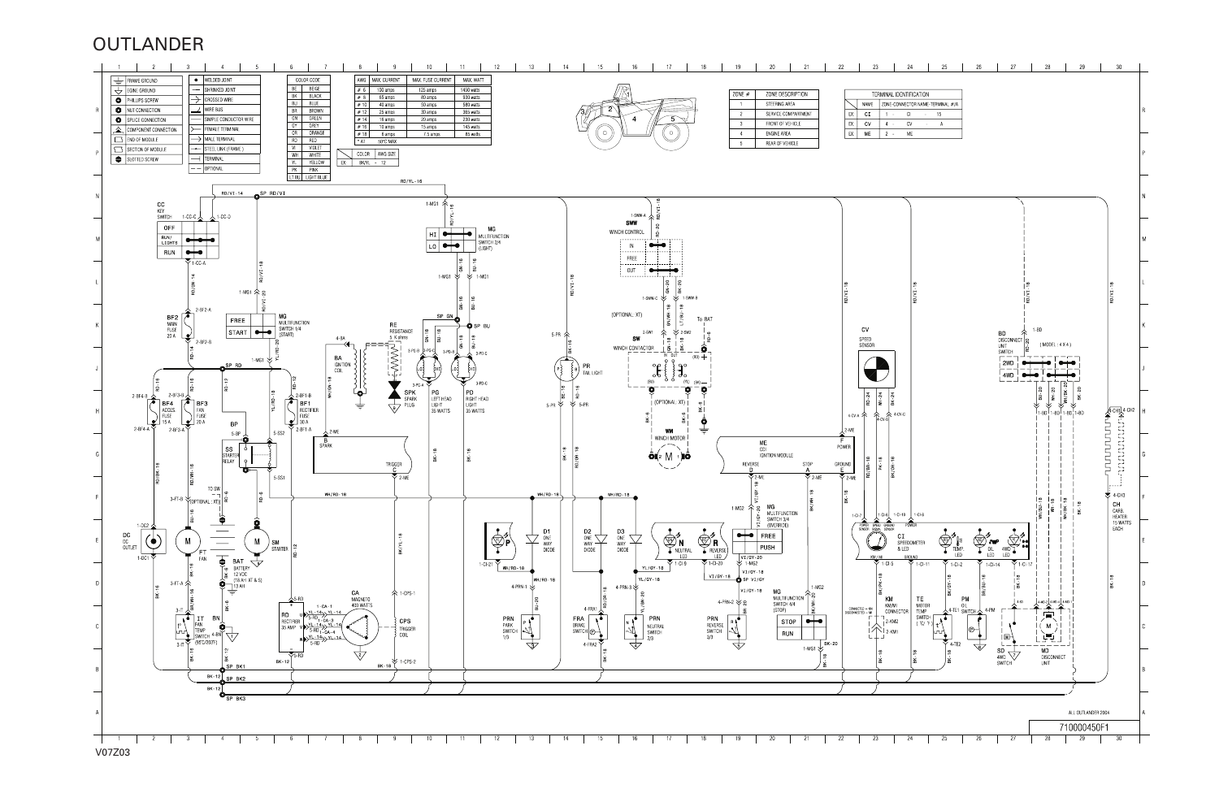# OUTLANDER

| | |
|---|---|
| | FRAME GROUND |
| | ENGINE GROUND |
| | PHILLIPS SCREW |
| | NUT CONNECTION |
| | SPLICE CONNECTION |
| | COMPONENT CONNECTION |
| | END OF MODULE |
| | SECTION OF MODULE |
| | SLOTTED SCREW |

| | |
|---|---|
| | WELDED JOINT |
| | SHRINKED JOINT |
| | CROSSED WIRE |
| | WIRE BUS |
| | SIMPLE CONDUCTOR WIRE |
| | FEMALE TERMINAL |
| | MALE TERMINAL |
| | STEEL LINK (FRAME) |
| | TERMINAL |
| | OPTIONAL |

| COLOR CODE | |
|---|---|
| BE | BEIGE |
| BK | BLACK |
| BU | BLUE |
| BR | BROWN |
| GN | GREEN |
| GY | GREY |
| OR | ORANGE |
| RD | RED |
| VI | VIOLET |
| WH | WHITE |
| YL | YELLOW |
| PK | PINK |
| LT BU | LIGHT BLUE |

| AWG | MAX. CURRENT | MAX. FUSE CURRENT | MAX. WATT |
|---|---|---|---|
| # 6 | 100 amps | 125 amps | 1400 watts |
| # 8 | 65 amps | 80 amps | 930 watts |
| # 10 | 40 amps | 50 amps | 580 watts |
| # 12 | 25 amps | 30 amps | 365 watts |
| # 14 | 16 amps | 20 amps | 230 watts |
| # 16 | 10 amps | 15 amps | 145 watts |
| # 18 | 6 amps | 7.5 amps | 85 watts |
| * AT | 50°C MAX. | | |

| | COLOR | AWG SIZE |
|---|---|---|
| EX | BK/YL - | 12 |

| ZONE # | ZONE DESCRIPTION |
|---|---|
| 1 | STEERING AREA |
| 2 | SERVICE COMPARTMENT |
| 3 | FRONT OF VEHICLE |
| 4 | ENGINE AREA |
| 5 | REAR OF VEHICLE |

| TERMINAL IDENTIFICATION | | |
|---|---|---|
| | NAME | ZONE-CONNECTOR NAME-TERMINAL #/A |
| EX | CI | 1 - CI - 15 |
| EX | CV | 4 - CV - A |
| EX | ME | 2 - ME |

CC KEY SWITCH: OFF, RUN/LIGHTS, RUN

MG MULTIFUNCTION SWITCH 2/4 (LIGHT): HI, LO

MG MULTIFUNCTION SWITCH 1/4 (START): FREE, START

SWW WINCH CONTROL: IN, FREE, OUT

SW WINCH CONTACTOR (OPTIONAL : XT)

WM WINCH MOTOR

BF2 MAIN FUSE 20 A

BF4 ACCES. FUSE 15 A

BF3 FAN FUSE 20 A

BF1 RECTIFIER FUSE 30 A

BP

SS STARTER RELAY

RE RESISTANCE 5 K ohms

BA IGNITION COIL

SPK SPARK PLUG

PG LEFT HEAD LIGHT 35 WATTS

PD RIGHT HEAD LIGHT 35 WATTS

PR TAIL LIGHT

CV SPEED SENSOR

BD DISCONNECT UNIT SWITCH (MODEL : 4X4): 2WD, 4WD

ME CDI IGNITION MODULE: REVERSE, STOP, POWER, GROUND, SPARK, TRIGGER

MG MULTIFUNCTION SWITCH 3/4 (OVERRIDE): FREE, PUSH

MG MULTIFUNCTION SWITCH 4/4 (STOP): STOP, RUN

CH CARB. HEATER 15 WATTS EACH

DC DC OUTLET

FT FAN

SM STARTER

BAT BATTERY 12 VDC (19 AH XT & S) 13 AH

IT FAN TEMP. SWITCH (95°C/203°F)

BN

RD RECTIFIER 35 AMP

CA MAGNETO 400 WATTS

CPS TRIGGER COIL

D1 ONE WAY DIODE

D2 ONE WAY DIODE

D3 ONE WAY DIODE

PRN PARK SWITCH 1/3

FRA BRAKE SWITCH

PRN NEUTRAL SWITCH 2/3

PRN REVERSE SWITCH 3/3

N NEUTRAL LED

R REVERSE LED

CI SPEEDOMETER & LED: POWER SENSOR, SPEED SIGNAL, SPEED SENSOR, POWER, KM/MI, GROUND, TEMP. LED, OIL LED, 4WD LED

KM KM/MI CONNECTOR (CONNECTED = KM, DISCONNECTED = MI)

TE MOTOR TEMP. SWITCH (°C/°F)

PM OIL SWITCH

SD 4WD SWITCH

MD DISCONNECT UNIT

SP RD/VI, SP RD, SP GN, SP BU, SP VI/GY, SP BK1, SP BK2, SP BK3

TO SW (OPTIONAL : XT)

To BAT

ALL OUTLANDER 2004

710000450F1

V07Z03